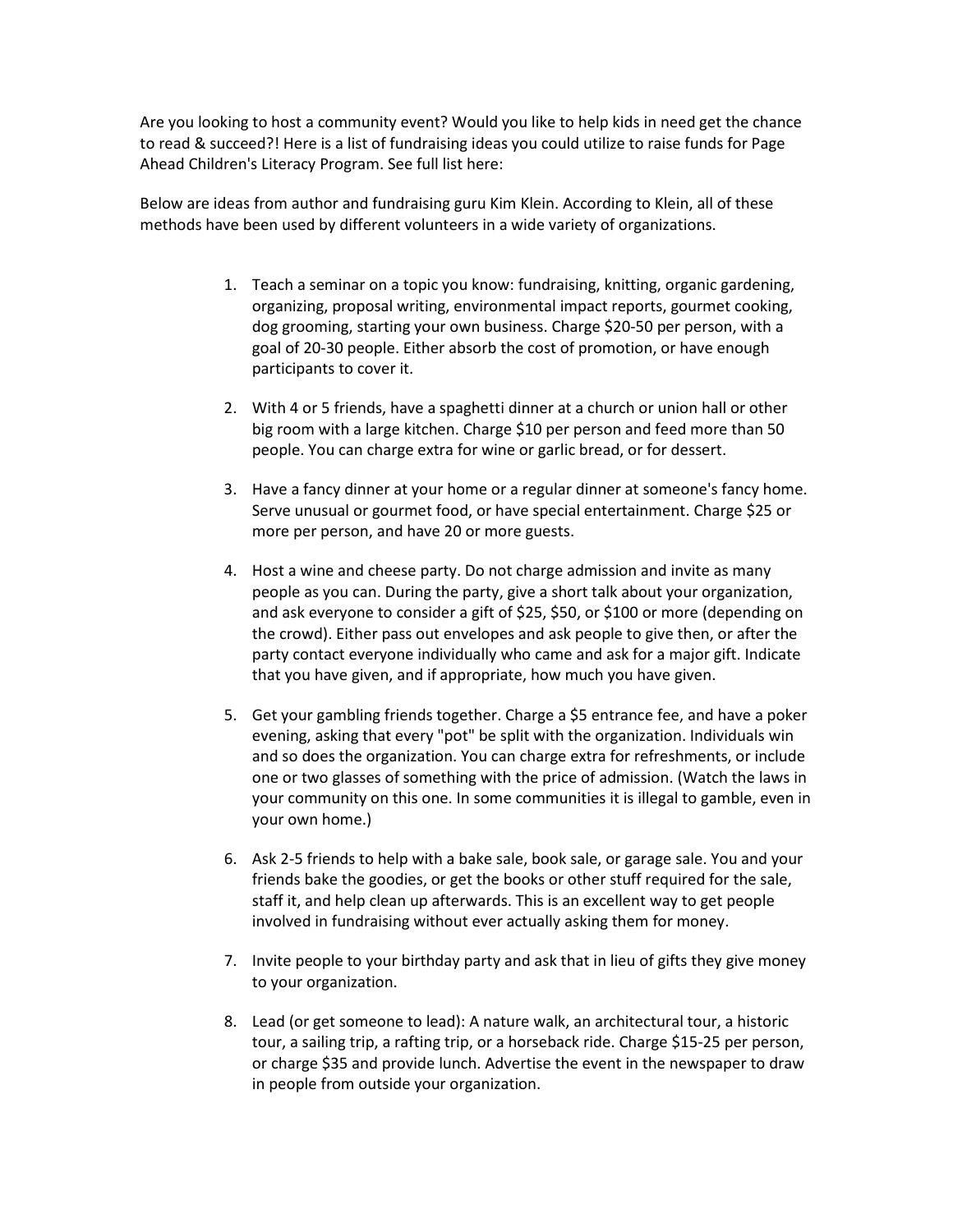Are you looking to host a community event? Would you like to help kids in need get the chance to read & succeed?! Here is a list of fundraising ideas you could utilize to raise funds for Page Ahead Children's Literacy Program. See full list here:

Below are ideas from author and fundraising guru Kim Klein. According to Klein, all of these methods have been used by different volunteers in a wide variety of organizations.

1. Teach a seminar on a topic you know: fundraising, knitting, organic gardening, organizing, proposal writing, environmental impact reports, gourmet cooking, dog grooming, starting your own business. Charge $20-50 per person, with a goal of 20-30 people. Either absorb the cost of promotion, or have enough participants to cover it.

2. With 4 or 5 friends, have a spaghetti dinner at a church or union hall or other big room with a large kitchen. Charge $10 per person and feed more than 50 people. You can charge extra for wine or garlic bread, or for dessert.

3. Have a fancy dinner at your home or a regular dinner at someone's fancy home. Serve unusual or gourmet food, or have special entertainment. Charge $25 or more per person, and have 20 or more guests.

4. Host a wine and cheese party. Do not charge admission and invite as many people as you can. During the party, give a short talk about your organization, and ask everyone to consider a gift of $25, $50, or $100 or more (depending on the crowd). Either pass out envelopes and ask people to give then, or after the party contact everyone individually who came and ask for a major gift. Indicate that you have given, and if appropriate, how much you have given.

5. Get your gambling friends together. Charge a $5 entrance fee, and have a poker evening, asking that every "pot" be split with the organization. Individuals win and so does the organization. You can charge extra for refreshments, or include one or two glasses of something with the price of admission. (Watch the laws in your community on this one. In some communities it is illegal to gamble, even in your own home.)

6. Ask 2-5 friends to help with a bake sale, book sale, or garage sale. You and your friends bake the goodies, or get the books or other stuff required for the sale, staff it, and help clean up afterwards. This is an excellent way to get people involved in fundraising without ever actually asking them for money.

7. Invite people to your birthday party and ask that in lieu of gifts they give money to your organization.

8. Lead (or get someone to lead): A nature walk, an architectural tour, a historic tour, a sailing trip, a rafting trip, or a horseback ride. Charge $15-25 per person, or charge $35 and provide lunch. Advertise the event in the newspaper to draw in people from outside your organization.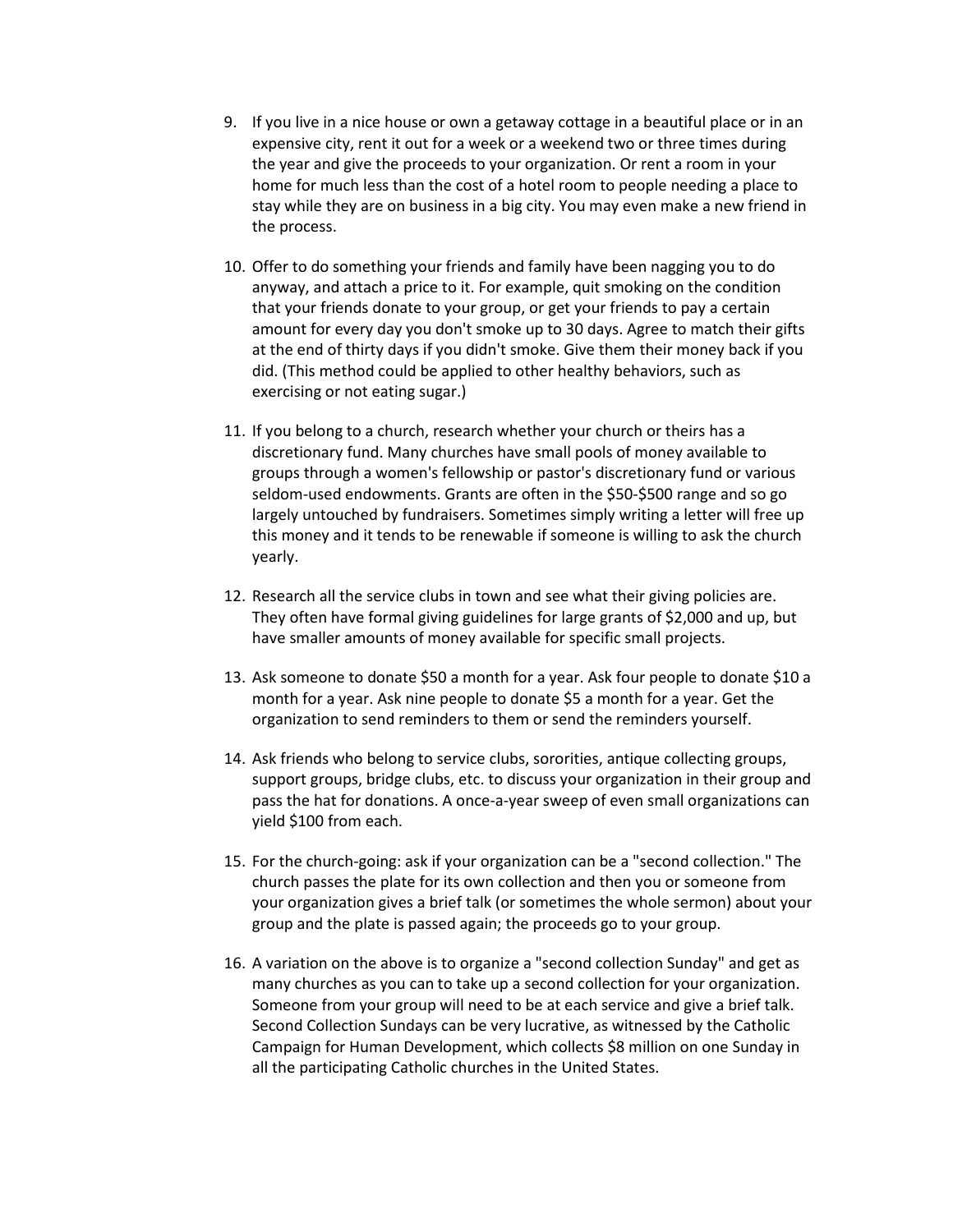9. If you live in a nice house or own a getaway cottage in a beautiful place or in an expensive city, rent it out for a week or a weekend two or three times during the year and give the proceeds to your organization. Or rent a room in your home for much less than the cost of a hotel room to people needing a place to stay while they are on business in a big city. You may even make a new friend in the process.

10. Offer to do something your friends and family have been nagging you to do anyway, and attach a price to it. For example, quit smoking on the condition that your friends donate to your group, or get your friends to pay a certain amount for every day you don't smoke up to 30 days. Agree to match their gifts at the end of thirty days if you didn't smoke. Give them their money back if you did. (This method could be applied to other healthy behaviors, such as exercising or not eating sugar.)

11. If you belong to a church, research whether your church or theirs has a discretionary fund. Many churches have small pools of money available to groups through a women's fellowship or pastor's discretionary fund or various seldom-used endowments. Grants are often in the $50-$500 range and so go largely untouched by fundraisers. Sometimes simply writing a letter will free up this money and it tends to be renewable if someone is willing to ask the church yearly.

12. Research all the service clubs in town and see what their giving policies are. They often have formal giving guidelines for large grants of $2,000 and up, but have smaller amounts of money available for specific small projects.

13. Ask someone to donate $50 a month for a year. Ask four people to donate $10 a month for a year. Ask nine people to donate $5 a month for a year. Get the organization to send reminders to them or send the reminders yourself.

14. Ask friends who belong to service clubs, sororities, antique collecting groups, support groups, bridge clubs, etc. to discuss your organization in their group and pass the hat for donations. A once-a-year sweep of even small organizations can yield $100 from each.

15. For the church-going: ask if your organization can be a "second collection." The church passes the plate for its own collection and then you or someone from your organization gives a brief talk (or sometimes the whole sermon) about your group and the plate is passed again; the proceeds go to your group.

16. A variation on the above is to organize a "second collection Sunday" and get as many churches as you can to take up a second collection for your organization. Someone from your group will need to be at each service and give a brief talk. Second Collection Sundays can be very lucrative, as witnessed by the Catholic Campaign for Human Development, which collects $8 million on one Sunday in all the participating Catholic churches in the United States.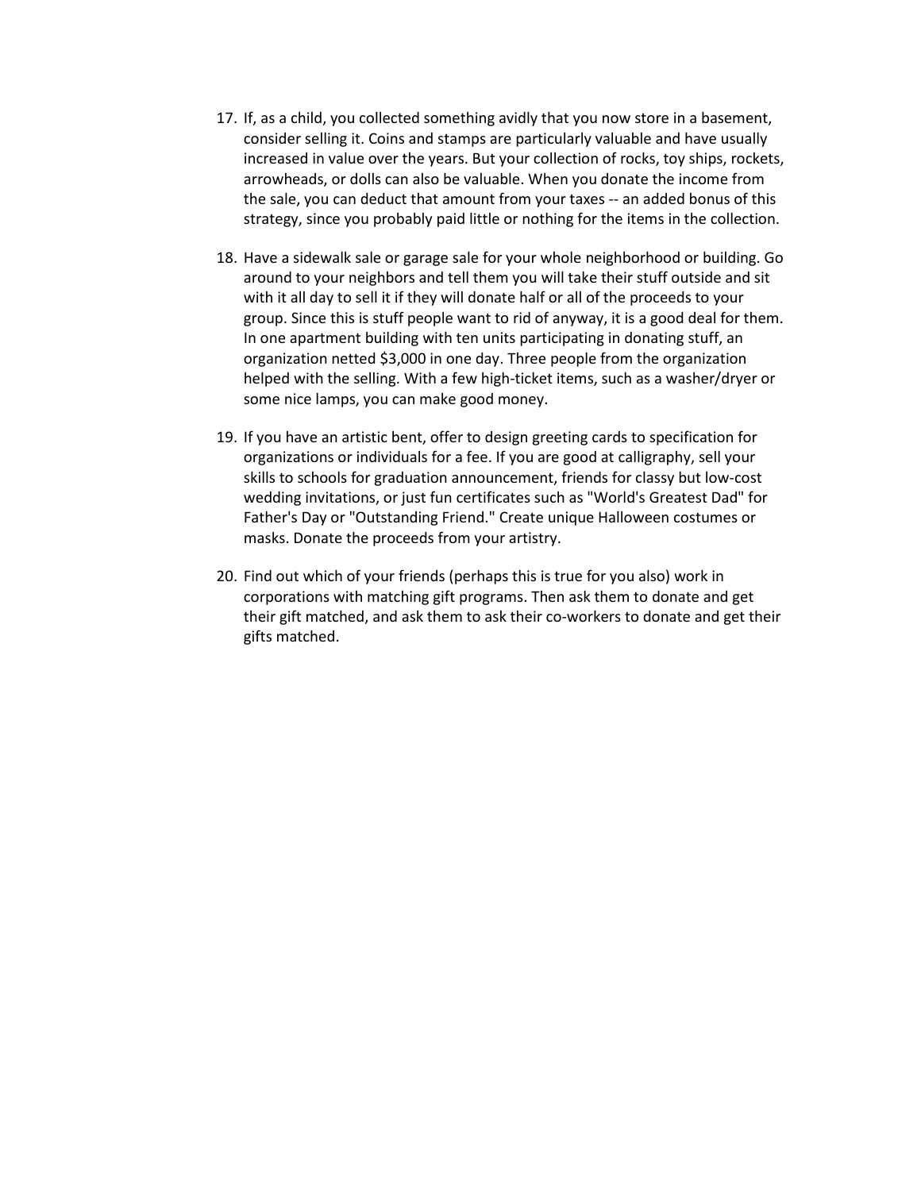17. If, as a child, you collected something avidly that you now store in a basement, consider selling it. Coins and stamps are particularly valuable and have usually increased in value over the years. But your collection of rocks, toy ships, rockets, arrowheads, or dolls can also be valuable. When you donate the income from the sale, you can deduct that amount from your taxes -- an added bonus of this strategy, since you probably paid little or nothing for the items in the collection.

18. Have a sidewalk sale or garage sale for your whole neighborhood or building. Go around to your neighbors and tell them you will take their stuff outside and sit with it all day to sell it if they will donate half or all of the proceeds to your group. Since this is stuff people want to rid of anyway, it is a good deal for them. In one apartment building with ten units participating in donating stuff, an organization netted $3,000 in one day. Three people from the organization helped with the selling. With a few high-ticket items, such as a washer/dryer or some nice lamps, you can make good money.

19. If you have an artistic bent, offer to design greeting cards to specification for organizations or individuals for a fee. If you are good at calligraphy, sell your skills to schools for graduation announcement, friends for classy but low-cost wedding invitations, or just fun certificates such as "World's Greatest Dad" for Father's Day or "Outstanding Friend." Create unique Halloween costumes or masks. Donate the proceeds from your artistry.

20. Find out which of your friends (perhaps this is true for you also) work in corporations with matching gift programs. Then ask them to donate and get their gift matched, and ask them to ask their co-workers to donate and get their gifts matched.